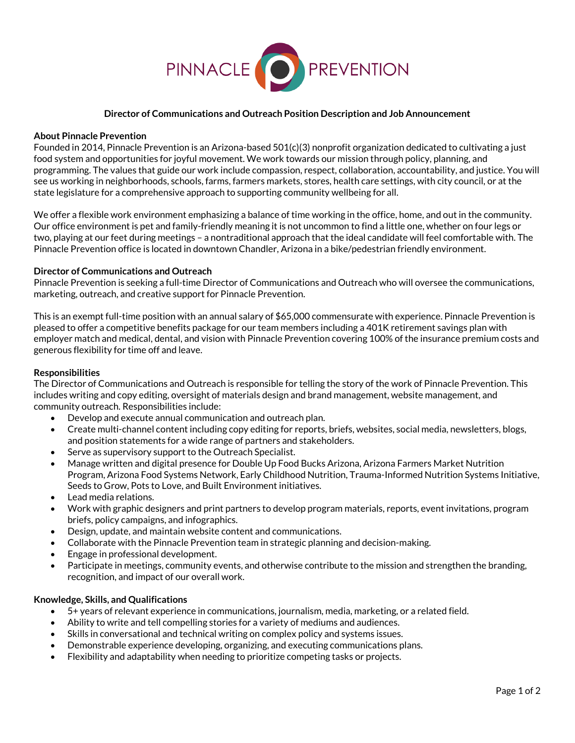PINNACLE PREVENTION

**Director of Communications and Outreach Position Description and Job Announcement**

**About Pinnacle Prevention**

Founded in 2014, Pinnacle Prevention is an Arizona-based 501(c)(3) nonprofit organization dedicated to cultivating a just food system and opportunities for joyful movement. We work towards our mission through policy, planning, and programming. The values that guide our work include compassion, respect, collaboration, accountability, and justice. You will see us working in neighborhoods, schools, farms, farmers markets, stores, health care settings, with city council, or at the state legislature for a comprehensive approach to supporting community wellbeing for all.

We offer a flexible work environment emphasizing a balance of time working in the office, home, and out in the community. Our office environment is pet and family-friendly meaning it is not uncommon to find a little one, whether on four legs or two, playing at our feet during meetings – a nontraditional approach that the ideal candidate will feel comfortable with. The Pinnacle Prevention office is located in downtown Chandler, Arizona in a bike/pedestrian friendly environment.

**Director of Communications and Outreach**

Pinnacle Prevention is seeking a full-time Director of Communications and Outreach who will oversee the communications, marketing, outreach, and creative support for Pinnacle Prevention.

This is an exempt full-time position with an annual salary of $65,000 commensurate with experience. Pinnacle Prevention is pleased to offer a competitive benefits package for our team members including a 401K retirement savings plan with employer match and medical, dental, and vision with Pinnacle Prevention covering 100% of the insurance premium costs and generous flexibility for time off and leave.

**Responsibilities**

The Director of Communications and Outreach is responsible for telling the story of the work of Pinnacle Prevention. This includes writing and copy editing, oversight of materials design and brand management, website management, and community outreach. Responsibilities include:

- Develop and execute annual communication and outreach plan.
- Create multi-channel content including copy editing for reports, briefs, websites, social media, newsletters, blogs, and position statements for a wide range of partners and stakeholders.
- Serve as supervisory support to the Outreach Specialist.
- Manage written and digital presence for Double Up Food Bucks Arizona, Arizona Farmers Market Nutrition Program, Arizona Food Systems Network, Early Childhood Nutrition, Trauma-Informed Nutrition Systems Initiative, Seeds to Grow, Pots to Love, and Built Environment initiatives.
- Lead media relations.
- Work with graphic designers and print partners to develop program materials, reports, event invitations, program briefs, policy campaigns, and infographics.
- Design, update, and maintain website content and communications.
- Collaborate with the Pinnacle Prevention team in strategic planning and decision-making.
- Engage in professional development.
- Participate in meetings, community events, and otherwise contribute to the mission and strengthen the branding, recognition, and impact of our overall work.

**Knowledge, Skills, and Qualifications**

- 5+ years of relevant experience in communications, journalism, media, marketing, or a related field.
- Ability to write and tell compelling stories for a variety of mediums and audiences.
- Skills in conversational and technical writing on complex policy and systems issues.
- Demonstrable experience developing, organizing, and executing communications plans.
- Flexibility and adaptability when needing to prioritize competing tasks or projects.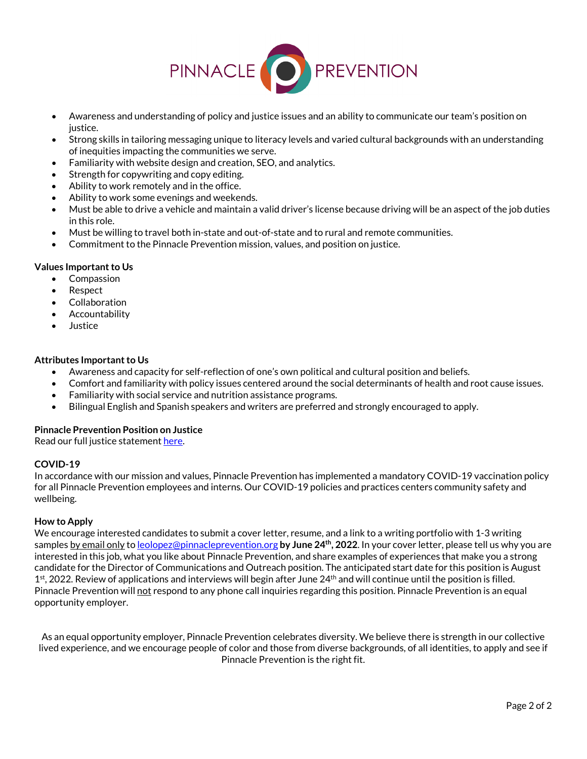- Awareness and understanding of policy and justice issues and an ability to communicate our team's position on justice.
- Strong skills in tailoring messaging unique to literacy levels and varied cultural backgrounds with an understanding of inequities impacting the communities we serve.
- Familiarity with website design and creation, SEO, and analytics.
- Strength for copywriting and copy editing.
- Ability to work remotely and in the office.
- Ability to work some evenings and weekends.
- Must be able to drive a vehicle and maintain a valid driver's license because driving will be an aspect of the job duties in this role.
- Must be willing to travel both in-state and out-of-state and to rural and remote communities.
- Commitment to the Pinnacle Prevention mission, values, and position on justice.

**Values Important to Us**

- Compassion
- Respect
- Collaboration
- Accountability
- Justice

**Attributes Important to Us**

- Awareness and capacity for self-reflection of one's own political and cultural position and beliefs.
- Comfort and familiarity with policy issues centered around the social determinants of health and root cause issues.
- Familiarity with social service and nutrition assistance programs.
- Bilingual English and Spanish speakers and writers are preferred and strongly encouraged to apply.

**Pinnacle Prevention Position on Justice**

Read our full justice statement here.

**COVID-19**

In accordance with our mission and values, Pinnacle Prevention has implemented a mandatory COVID-19 vaccination policy for all Pinnacle Prevention employees and interns. Our COVID-19 policies and practices centers community safety and wellbeing.

**How to Apply**

We encourage interested candidates to submit a cover letter, resume, and a link to a writing portfolio with 1-3 writing samples by email only to leolopez@pinnacleprevention.org **by June 24th, 2022**. In your cover letter, please tell us why you are interested in this job, what you like about Pinnacle Prevention, and share examples of experiences that make you a strong candidate for the Director of Communications and Outreach position. The anticipated start date for this position is August 1st, 2022. Review of applications and interviews will begin after June 24th and will continue until the position is filled. Pinnacle Prevention will not respond to any phone call inquiries regarding this position. Pinnacle Prevention is an equal opportunity employer.

As an equal opportunity employer, Pinnacle Prevention celebrates diversity. We believe there is strength in our collective lived experience, and we encourage people of color and those from diverse backgrounds, of all identities, to apply and see if Pinnacle Prevention is the right fit.